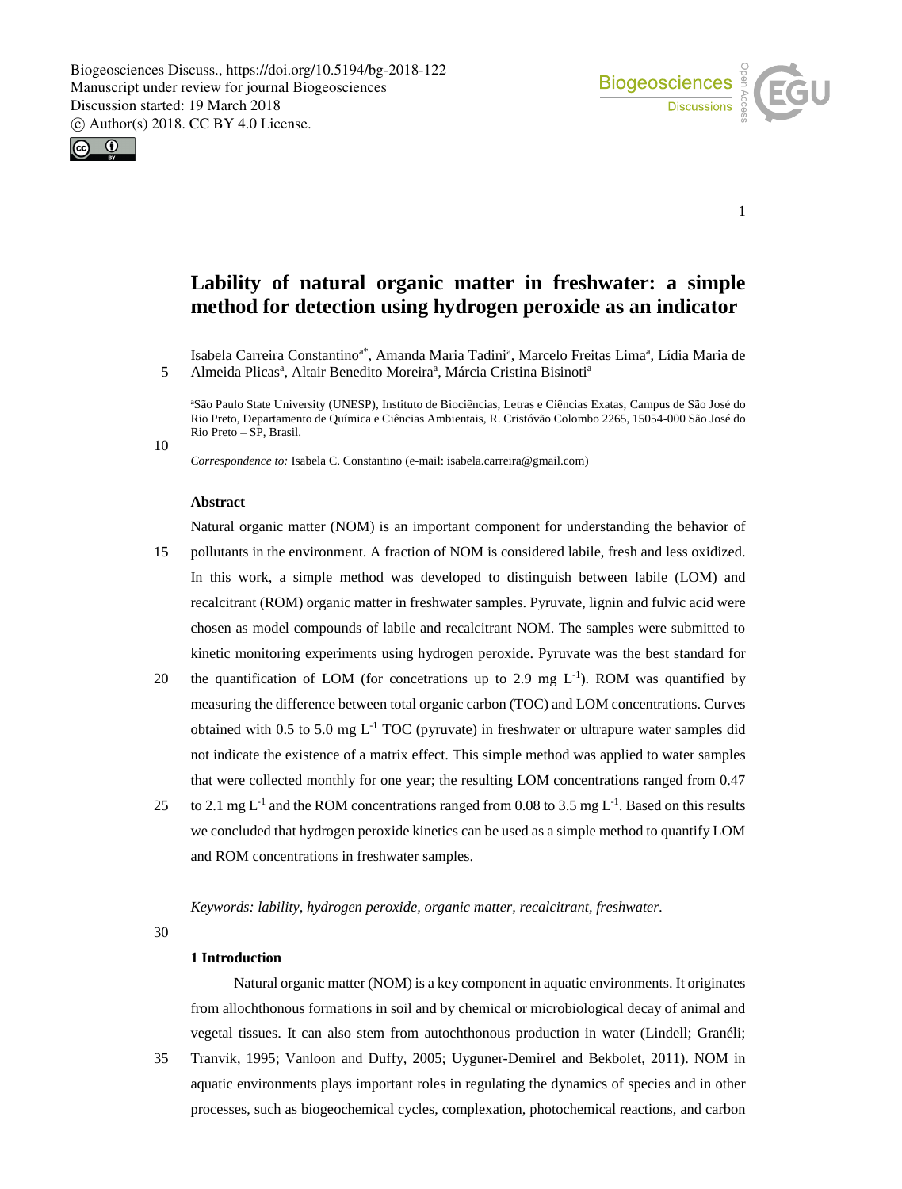# Lability of natural organic matter in freshwater: a simple method for detection using hydrogen peroxide as an indicator

Isabela Carreira Constantino[a*], Amanda Maria Tadini[a], Marcelo Freitas Lima[a], Lídia Maria de Almeida Plicas[a], Altair Benedito Moreira[a], Márcia Cristina Bisinoti[a]

[a]São Paulo State University (UNESP), Instituto de Biociências, Letras e Ciências Exatas, Campus de São José do Rio Preto, Departamento de Química e Ciências Ambientais, R. Cristóvão Colombo 2265, 15054-000 São José do Rio Preto – SP, Brasil.

*Correspondence to:* Isabela C. Constantino (e-mail: isabela.carreira@gmail.com)

### Abstract

Natural organic matter (NOM) is an important component for understanding the behavior of pollutants in the environment. A fraction of NOM is considered labile, fresh and less oxidized. In this work, a simple method was developed to distinguish between labile (LOM) and recalcitrant (ROM) organic matter in freshwater samples. Pyruvate, lignin and fulvic acid were chosen as model compounds of labile and recalcitrant NOM. The samples were submitted to kinetic monitoring experiments using hydrogen peroxide. Pyruvate was the best standard for the quantification of LOM (for concetrations up to 2.9 mg $L^{-1}$). ROM was quantified by measuring the difference between total organic carbon (TOC) and LOM concentrations. Curves obtained with 0.5 to 5.0 mg $L^{-1}$ TOC (pyruvate) in freshwater or ultrapure water samples did not indicate the existence of a matrix effect. This simple method was applied to water samples that were collected monthly for one year; the resulting LOM concentrations ranged from 0.47 to 2.1 mg $L^{-1}$ and the ROM concentrations ranged from 0.08 to 3.5 mg $L^{-1}$. Based on this results we concluded that hydrogen peroxide kinetics can be used as a simple method to quantify LOM and ROM concentrations in freshwater samples.

*Keywords: lability, hydrogen peroxide, organic matter, recalcitrant, freshwater.*

## 1 Introduction

Natural organic matter (NOM) is a key component in aquatic environments. It originates from allochthonous formations in soil and by chemical or microbiological decay of animal and vegetal tissues. It can also stem from autochthonous production in water (Lindell; Granéli; Tranvik, 1995; Vanloon and Duffy, 2005; Uyguner-Demirel and Bekbolet, 2011). NOM in aquatic environments plays important roles in regulating the dynamics of species and in other processes, such as biogeochemical cycles, complexation, photochemical reactions, and carbon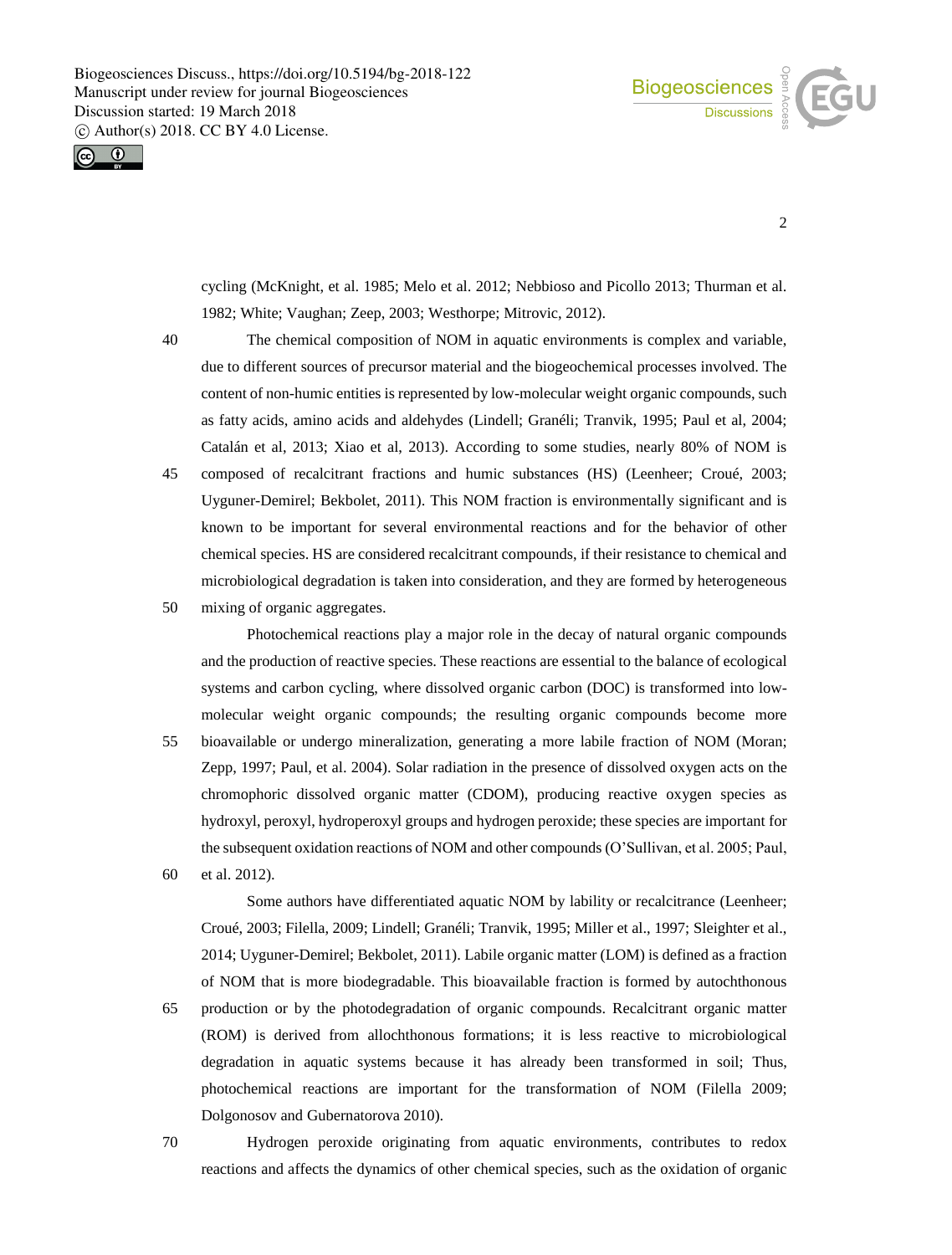cycling (McKnight, et al. 1985; Melo et al. 2012; Nebbioso and Picollo 2013; Thurman et al. 1982; White; Vaughan; Zeep, 2003; Westhorpe; Mitrovic, 2012).

The chemical composition of NOM in aquatic environments is complex and variable, due to different sources of precursor material and the biogeochemical processes involved. The content of non-humic entities is represented by low-molecular weight organic compounds, such as fatty acids, amino acids and aldehydes (Lindell; Granéli; Tranvik, 1995; Paul et al, 2004; Catalán et al, 2013; Xiao et al, 2013). According to some studies, nearly 80% of NOM is composed of recalcitrant fractions and humic substances (HS) (Leenheer; Croué, 2003; Uyguner-Demirel; Bekbolet, 2011). This NOM fraction is environmentally significant and is known to be important for several environmental reactions and for the behavior of other chemical species. HS are considered recalcitrant compounds, if their resistance to chemical and microbiological degradation is taken into consideration, and they are formed by heterogeneous mixing of organic aggregates.

Photochemical reactions play a major role in the decay of natural organic compounds and the production of reactive species. These reactions are essential to the balance of ecological systems and carbon cycling, where dissolved organic carbon (DOC) is transformed into low-molecular weight organic compounds; the resulting organic compounds become more bioavailable or undergo mineralization, generating a more labile fraction of NOM (Moran; Zepp, 1997; Paul, et al. 2004). Solar radiation in the presence of dissolved oxygen acts on the chromophoric dissolved organic matter (CDOM), producing reactive oxygen species as hydroxyl, peroxyl, hydroperoxyl groups and hydrogen peroxide; these species are important for the subsequent oxidation reactions of NOM and other compounds (O'Sullivan, et al. 2005; Paul, et al. 2012).

Some authors have differentiated aquatic NOM by lability or recalcitrance (Leenheer; Croué, 2003; Filella, 2009; Lindell; Granéli; Tranvik, 1995; Miller et al., 1997; Sleighter et al., 2014; Uyguner-Demirel; Bekbolet, 2011). Labile organic matter (LOM) is defined as a fraction of NOM that is more biodegradable. This bioavailable fraction is formed by autochthonous production or by the photodegradation of organic compounds. Recalcitrant organic matter (ROM) is derived from allochthonous formations; it is less reactive to microbiological degradation in aquatic systems because it has already been transformed in soil; Thus, photochemical reactions are important for the transformation of NOM (Filella 2009; Dolgonosov and Gubernatorova 2010).

Hydrogen peroxide originating from aquatic environments, contributes to redox reactions and affects the dynamics of other chemical species, such as the oxidation of organic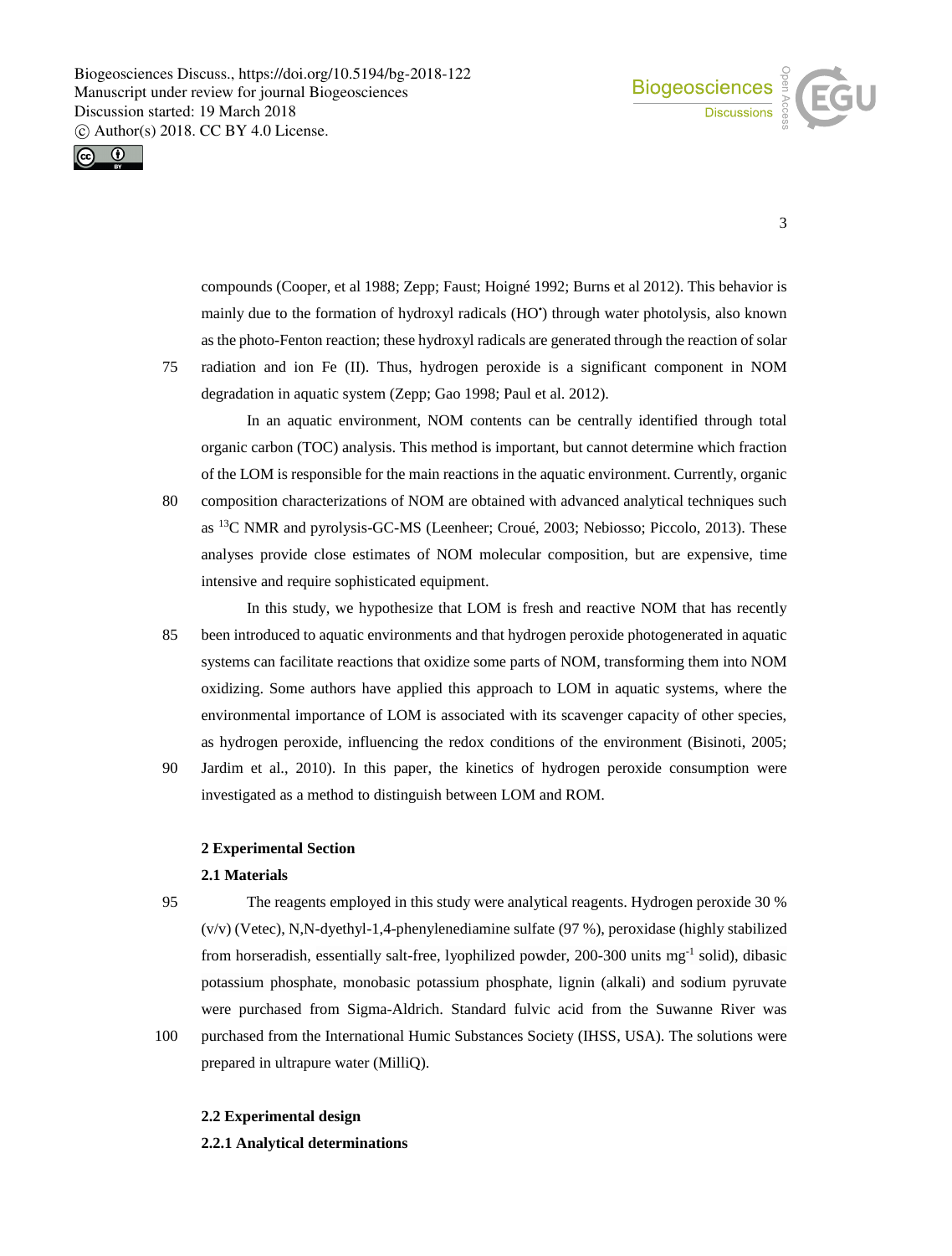compounds (Cooper, et al 1988; Zepp; Faust; Hoigné 1992; Burns et al 2012). This behavior is mainly due to the formation of hydroxyl radicals ($HO^{\bullet}$) through water photolysis, also known as the photo-Fenton reaction; these hydroxyl radicals are generated through the reaction of solar radiation and ion Fe (II). Thus, hydrogen peroxide is a significant component in NOM degradation in aquatic system (Zepp; Gao 1998; Paul et al. 2012).

In an aquatic environment, NOM contents can be centrally identified through total organic carbon (TOC) analysis. This method is important, but cannot determine which fraction of the LOM is responsible for the main reactions in the aquatic environment. Currently, organic composition characterizations of NOM are obtained with advanced analytical techniques such as $^{13}C$ NMR and pyrolysis-GC-MS (Leenheer; Croué, 2003; Nebiosso; Piccolo, 2013). These analyses provide close estimates of NOM molecular composition, but are expensive, time intensive and require sophisticated equipment.

In this study, we hypothesize that LOM is fresh and reactive NOM that has recently been introduced to aquatic environments and that hydrogen peroxide photogenerated in aquatic systems can facilitate reactions that oxidize some parts of NOM, transforming them into NOM oxidizing. Some authors have applied this approach to LOM in aquatic systems, where the environmental importance of LOM is associated with its scavenger capacity of other species, as hydrogen peroxide, influencing the redox conditions of the environment (Bisinoti, 2005; Jardim et al., 2010). In this paper, the kinetics of hydrogen peroxide consumption were investigated as a method to distinguish between LOM and ROM.

## 2 Experimental Section

### 2.1 Materials

The reagents employed in this study were analytical reagents. Hydrogen peroxide 30 % (v/v) (Vetec), N,N-dyethyl-1,4-phenylenediamine sulfate (97 %), peroxidase (highly stabilized from horseradish, essentially salt-free, lyophilized powder, 200-300 units $mg^{-1}$ solid), dibasic potassium phosphate, monobasic potassium phosphate, lignin (alkali) and sodium pyruvate were purchased from Sigma-Aldrich. Standard fulvic acid from the Suwanne River was purchased from the International Humic Substances Society (IHSS, USA). The solutions were prepared in ultrapure water (MilliQ).

### 2.2 Experimental design

#### 2.2.1 Analytical determinations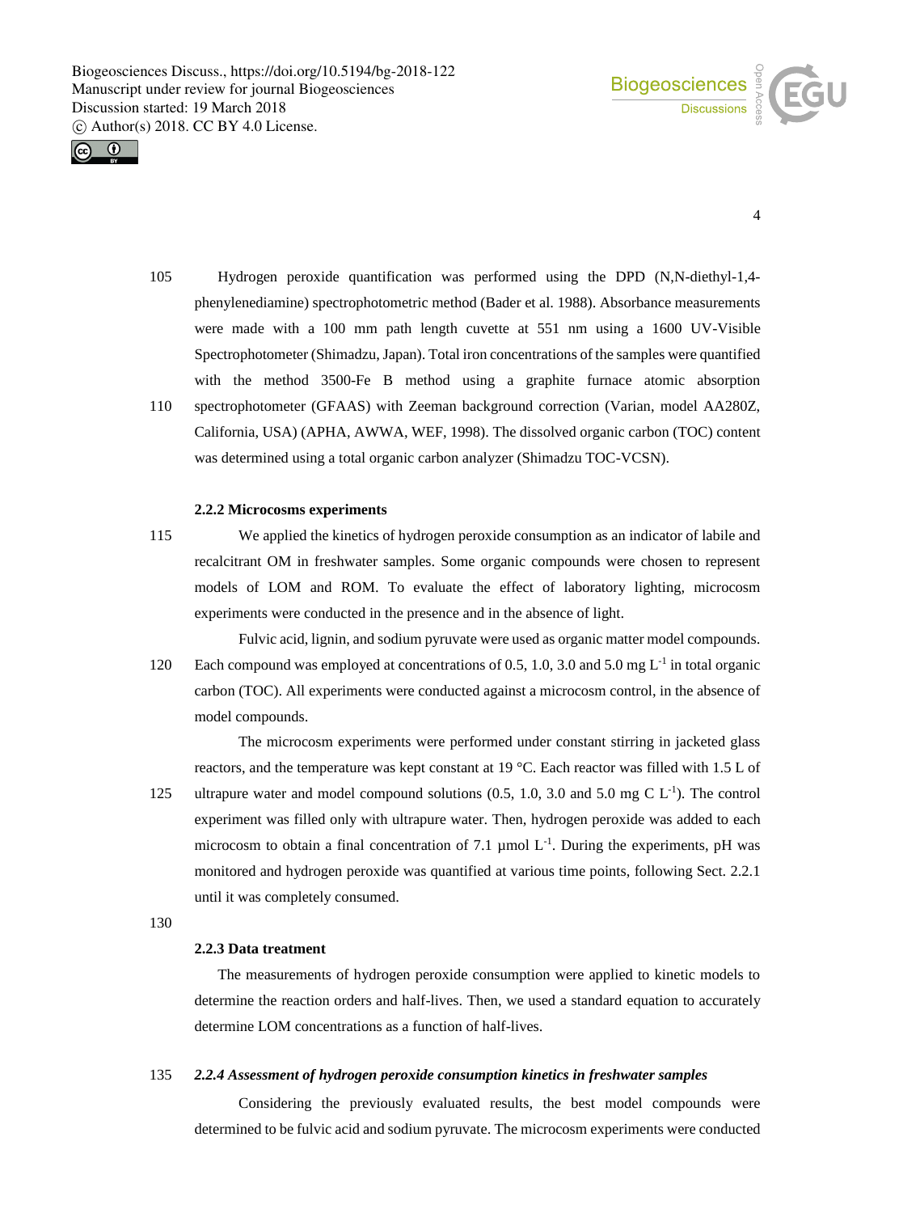Hydrogen peroxide quantification was performed using the DPD (N,N-diethyl-1,4-phenylenediamine) spectrophotometric method (Bader et al. 1988). Absorbance measurements were made with a 100 mm path length cuvette at 551 nm using a 1600 UV-Visible Spectrophotometer (Shimadzu, Japan). Total iron concentrations of the samples were quantified with the method 3500-Fe B method using a graphite furnace atomic absorption spectrophotometer (GFAAS) with Zeeman background correction (Varian, model AA280Z, California, USA) (APHA, AWWA, WEF, 1998). The dissolved organic carbon (TOC) content was determined using a total organic carbon analyzer (Shimadzu TOC-VCSN).

### 2.2.2 Microcosms experiments

We applied the kinetics of hydrogen peroxide consumption as an indicator of labile and recalcitrant OM in freshwater samples. Some organic compounds were chosen to represent models of LOM and ROM. To evaluate the effect of laboratory lighting, microcosm experiments were conducted in the presence and in the absence of light.

Fulvic acid, lignin, and sodium pyruvate were used as organic matter model compounds. Each compound was employed at concentrations of 0.5, 1.0, 3.0 and 5.0 mg $L^{-1}$ in total organic carbon (TOC). All experiments were conducted against a microcosm control, in the absence of model compounds.

The microcosm experiments were performed under constant stirring in jacketed glass reactors, and the temperature was kept constant at 19 °C. Each reactor was filled with 1.5 L of ultrapure water and model compound solutions (0.5, 1.0, 3.0 and 5.0 mg C $L^{-1}$). The control experiment was filled only with ultrapure water. Then, hydrogen peroxide was added to each microcosm to obtain a final concentration of 7.1 µmol $L^{-1}$. During the experiments, pH was monitored and hydrogen peroxide was quantified at various time points, following Sect. 2.2.1 until it was completely consumed.

### 2.2.3 Data treatment

The measurements of hydrogen peroxide consumption were applied to kinetic models to determine the reaction orders and half-lives. Then, we used a standard equation to accurately determine LOM concentrations as a function of half-lives.

### *2.2.4 Assessment of hydrogen peroxide consumption kinetics in freshwater samples*

Considering the previously evaluated results, the best model compounds were determined to be fulvic acid and sodium pyruvate. The microcosm experiments were conducted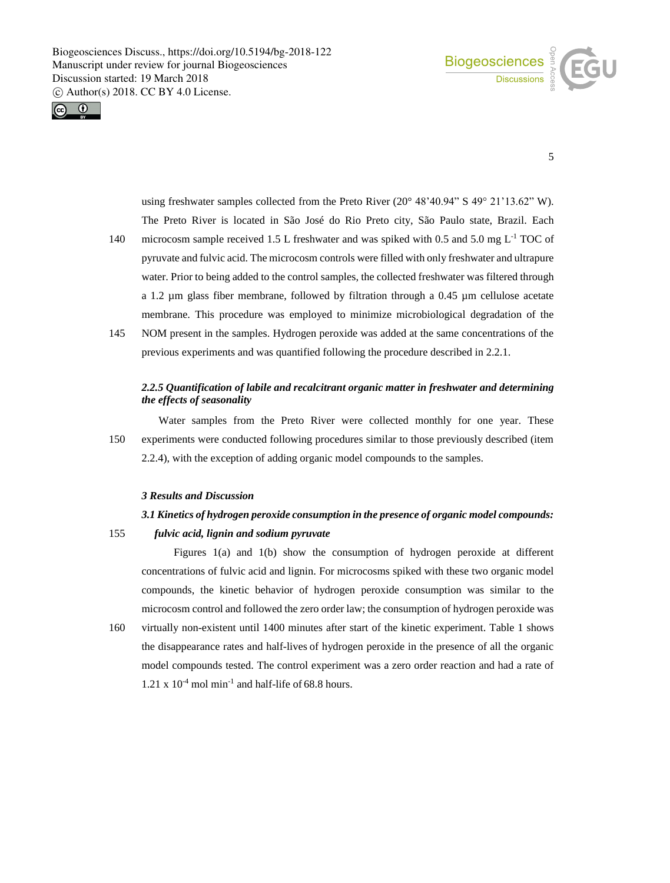using freshwater samples collected from the Preto River (20° 48'40.94" S 49° 21'13.62" W). The Preto River is located in São José do Rio Preto city, São Paulo state, Brazil. Each microcosm sample received 1.5 L freshwater and was spiked with 0.5 and 5.0 mg $L^{-1}$ TOC of pyruvate and fulvic acid. The microcosm controls were filled with only freshwater and ultrapure water. Prior to being added to the control samples, the collected freshwater was filtered through a 1.2 µm glass fiber membrane, followed by filtration through a 0.45 µm cellulose acetate membrane. This procedure was employed to minimize microbiological degradation of the NOM present in the samples. Hydrogen peroxide was added at the same concentrations of the previous experiments and was quantified following the procedure described in 2.2.1.

#### *2.2.5 Quantification of labile and recalcitrant organic matter in freshwater and determining the effects of seasonality*

Water samples from the Preto River were collected monthly for one year. These experiments were conducted following procedures similar to those previously described (item 2.2.4), with the exception of adding organic model compounds to the samples.

## *3 Results and Discussion*

### *3.1 Kinetics of hydrogen peroxide consumption in the presence of organic model compounds: fulvic acid, lignin and sodium pyruvate*

Figures 1(a) and 1(b) show the consumption of hydrogen peroxide at different concentrations of fulvic acid and lignin. For microcosms spiked with these two organic model compounds, the kinetic behavior of hydrogen peroxide consumption was similar to the microcosm control and followed the zero order law; the consumption of hydrogen peroxide was virtually non-existent until 1400 minutes after start of the kinetic experiment. Table 1 shows the disappearance rates and half-lives of hydrogen peroxide in the presence of all the organic model compounds tested. The control experiment was a zero order reaction and had a rate of $1.21 \times 10^{-4}$ mol $min^{-1}$ and half-life of 68.8 hours.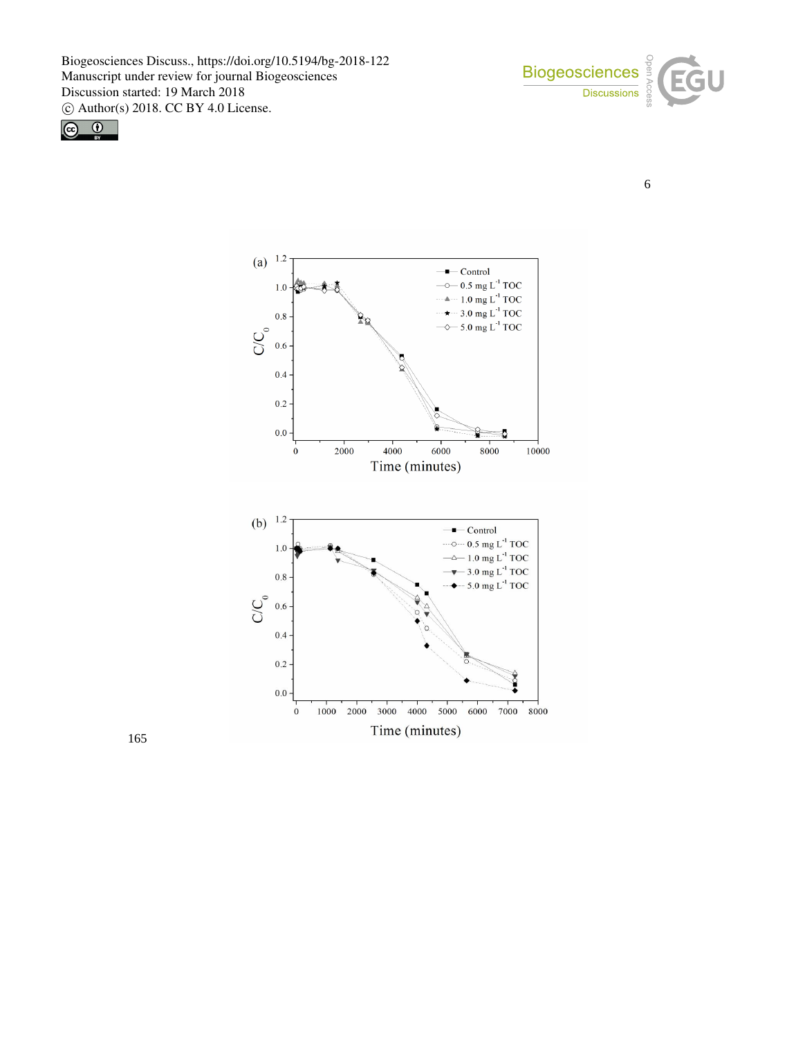165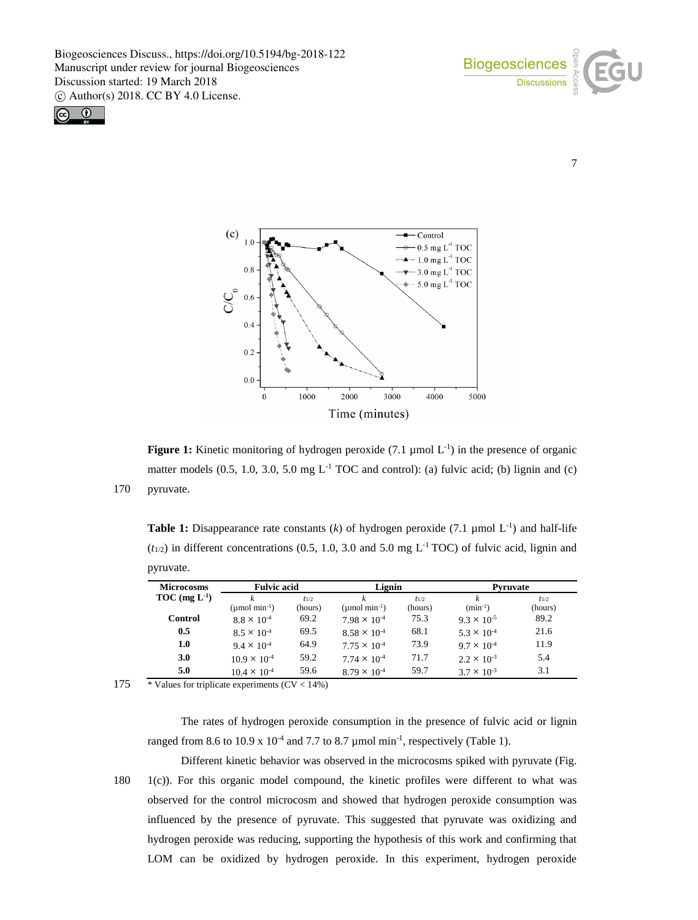Figure 1: Kinetic monitoring of hydrogen peroxide (7.1 µmol $L^{-1}$) in the presence of organic matter models (0.5, 1.0, 3.0, 5.0 mg $L^{-1}$ TOC and control): (a) fulvic acid; (b) lignin and (c) pyruvate.

**Table 1:** Disappearance rate constants ($k$) of hydrogen peroxide (7.1 µmol $L^{-1}$) and half-life ($t_{1/2}$) in different concentrations (0.5, 1.0, 3.0 and 5.0 mg $L^{-1}$ TOC) of fulvic acid, lignin and pyruvate.

| Microcosms TOC (mg $L^{-1}$) | Fulvic acid | | Lignin | | Pyruvate | |
|---|---|---|---|---|---|---|
| | $k$ (µmol $min^{-1}$) | $t_{1/2}$ (hours) | $k$ (µmol $min^{-1}$) | $t_{1/2}$ (hours) | $k$ ($min^{-1}$) | $t_{1/2}$ (hours) |
| **Control** | $8.8 \times 10^{-4}$ | 69.2 | $7.98 \times 10^{-4}$ | 75.3 | $9.3 \times 10^{-5}$ | 89.2 |
| **0.5** | $8.5 \times 10^{-4}$ | 69.5 | $8.58 \times 10^{-4}$ | 68.1 | $5.3 \times 10^{-4}$ | 21.6 |
| **1.0** | $9.4 \times 10^{-4}$ | 64.9 | $7.75 \times 10^{-4}$ | 73.9 | $9.7 \times 10^{-4}$ | 11.9 |
| **3.0** | $10.9 \times 10^{-4}$ | 59.2 | $7.74 \times 10^{-4}$ | 71.7 | $2.2 \times 10^{-3}$ | 5.4 |
| **5.0** | $10.4 \times 10^{-4}$ | 59.6 | $8.79 \times 10^{-4}$ | 59.7 | $3.7 \times 10^{-3}$ | 3.1 |

* Values for triplicate experiments (CV < 14%)

The rates of hydrogen peroxide consumption in the presence of fulvic acid or lignin ranged from 8.6 to 10.9 x $10^{-4}$ and 7.7 to 8.7 µmol $min^{-1}$, respectively (Table 1).

Different kinetic behavior was observed in the microcosms spiked with pyruvate (Fig. 1(c)). For this organic model compound, the kinetic profiles were different to what was observed for the control microcosm and showed that hydrogen peroxide consumption was influenced by the presence of pyruvate. This suggested that pyruvate was oxidizing and hydrogen peroxide was reducing, supporting the hypothesis of this work and confirming that LOM can be oxidized by hydrogen peroxide. In this experiment, hydrogen peroxide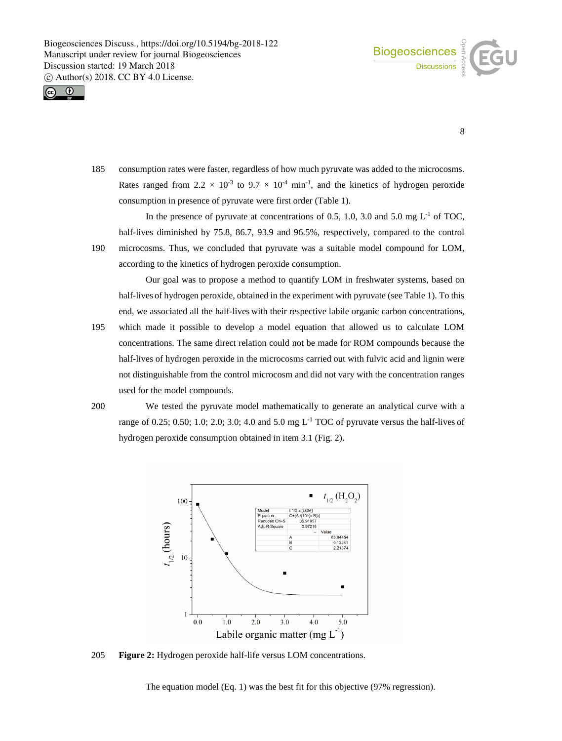consumption rates were faster, regardless of how much pyruvate was added to the microcosms. Rates ranged from $2.2 \times 10^{-3}$ to $9.7 \times 10^{-4}$ $min^{-1}$, and the kinetics of hydrogen peroxide consumption in presence of pyruvate were first order (Table 1).

In the presence of pyruvate at concentrations of 0.5, 1.0, 3.0 and 5.0 mg $L^{-1}$ of TOC, half-lives diminished by 75.8, 86.7, 93.9 and 96.5%, respectively, compared to the control microcosms. Thus, we concluded that pyruvate was a suitable model compound for LOM, according to the kinetics of hydrogen peroxide consumption.

Our goal was to propose a method to quantify LOM in freshwater systems, based on half-lives of hydrogen peroxide, obtained in the experiment with pyruvate (see Table 1). To this end, we associated all the half-lives with their respective labile organic carbon concentrations, which made it possible to develop a model equation that allowed us to calculate LOM concentrations. The same direct relation could not be made for ROM compounds because the half-lives of hydrogen peroxide in the microcosms carried out with fulvic acid and lignin were not distinguishable from the control microcosm and did not vary with the concentration ranges used for the model compounds.

We tested the pyruvate model mathematically to generate an analytical curve with a range of 0.25; 0.50; 1.0; 2.0; 3.0; 4.0 and 5.0 mg $L^{-1}$ TOC of pyruvate versus the half-lives of hydrogen peroxide consumption obtained in item 3.1 (Fig. 2).

**Figure 2:** Hydrogen peroxide half-life versus LOM concentrations.

The equation model (Eq. 1) was the best fit for this objective (97% regression).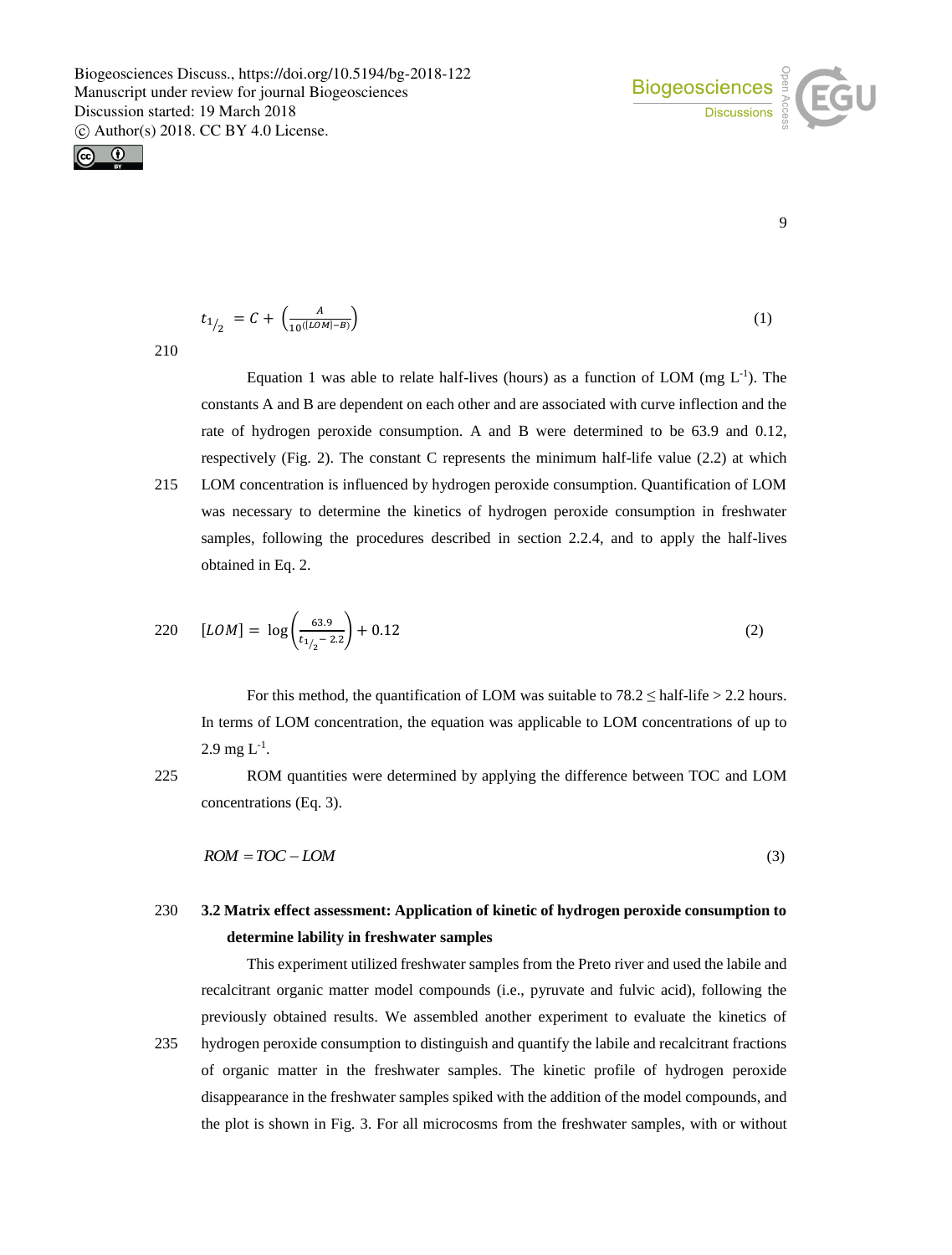$$t_{1/2} = C + \left(\frac{A}{10^{([LOM]-B)}}\right) \quad (1)$$

Equation 1 was able to relate half-lives (hours) as a function of LOM (mg $L^{-1}$). The constants A and B are dependent on each other and are associated with curve inflection and the rate of hydrogen peroxide consumption. A and B were determined to be 63.9 and 0.12, respectively (Fig. 2). The constant C represents the minimum half-life value (2.2) at which LOM concentration is influenced by hydrogen peroxide consumption. Quantification of LOM was necessary to determine the kinetics of hydrogen peroxide consumption in freshwater samples, following the procedures described in section 2.2.4, and to apply the half-lives obtained in Eq. 2.

$$[LOM] = \log\left(\frac{63.9}{t_{1/2} - 2.2}\right) + 0.12 \quad (2)$$

For this method, the quantification of LOM was suitable to 78.2 ≤ half-life > 2.2 hours. In terms of LOM concentration, the equation was applicable to LOM concentrations of up to 2.9 mg $L^{-1}$.

ROM quantities were determined by applying the difference between TOC and LOM concentrations (Eq. 3).

$$ROM = TOC - LOM \quad (3)$$

### 3.2 Matrix effect assessment: Application of kinetic of hydrogen peroxide consumption to determine lability in freshwater samples

This experiment utilized freshwater samples from the Preto river and used the labile and recalcitrant organic matter model compounds (i.e., pyruvate and fulvic acid), following the previously obtained results. We assembled another experiment to evaluate the kinetics of hydrogen peroxide consumption to distinguish and quantify the labile and recalcitrant fractions of organic matter in the freshwater samples. The kinetic profile of hydrogen peroxide disappearance in the freshwater samples spiked with the addition of the model compounds, and the plot is shown in Fig. 3. For all microcosms from the freshwater samples, with or without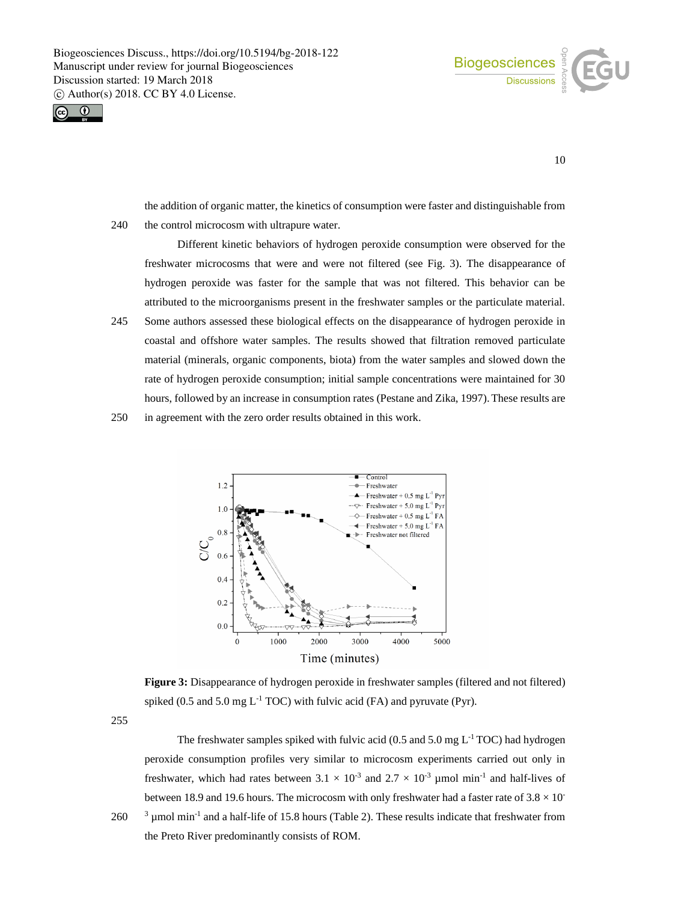the addition of organic matter, the kinetics of consumption were faster and distinguishable from the control microcosm with ultrapure water.

Different kinetic behaviors of hydrogen peroxide consumption were observed for the freshwater microcosms that were and were not filtered (see Fig. 3). The disappearance of hydrogen peroxide was faster for the sample that was not filtered. This behavior can be attributed to the microorganisms present in the freshwater samples or the particulate material. Some authors assessed these biological effects on the disappearance of hydrogen peroxide in coastal and offshore water samples. The results showed that filtration removed particulate material (minerals, organic components, biota) from the water samples and slowed down the rate of hydrogen peroxide consumption; initial sample concentrations were maintained for 30 hours, followed by an increase in consumption rates (Pestane and Zika, 1997). These results are in agreement with the zero order results obtained in this work.

**Figure 3:** Disappearance of hydrogen peroxide in freshwater samples (filtered and not filtered) spiked (0.5 and 5.0 mg $L^{-1}$ TOC) with fulvic acid (FA) and pyruvate (Pyr).

The freshwater samples spiked with fulvic acid (0.5 and 5.0 mg $L^{-1}$ TOC) had hydrogen peroxide consumption profiles very similar to microcosm experiments carried out only in freshwater, which had rates between $3.1 \times 10^{-3}$ and $2.7 \times 10^{-3}$ µmol $min^{-1}$ and half-lives of between 18.9 and 19.6 hours. The microcosm with only freshwater had a faster rate of $3.8 \times 10^{-3}$ µmol $min^{-1}$ and a half-life of 15.8 hours (Table 2). These results indicate that freshwater from the Preto River predominantly consists of ROM.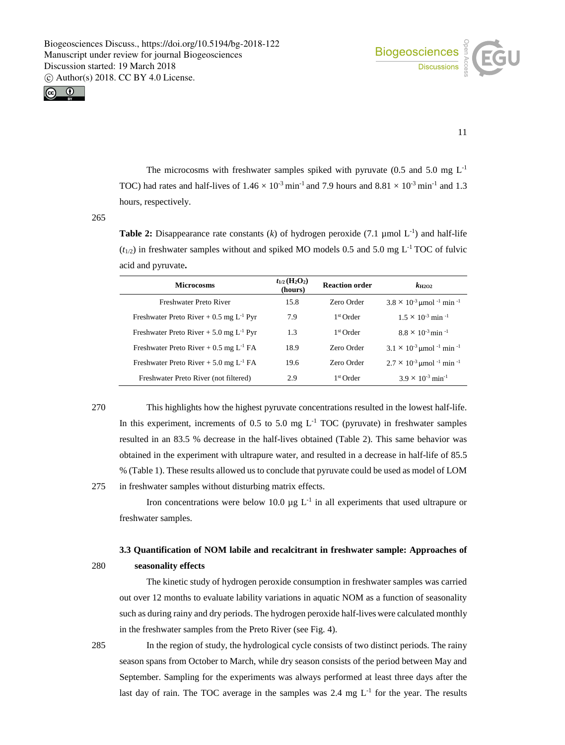The microcosms with freshwater samples spiked with pyruvate (0.5 and 5.0 mg $L^{-1}$ TOC) had rates and half-lives of $1.46 \times 10^{-3}$ $min^{-1}$ and 7.9 hours and $8.81 \times 10^{-3}$ $min^{-1}$ and 1.3 hours, respectively.

**Table 2:** Disappearance rate constants (*k*) of hydrogen peroxide (7.1 µmol $L^{-1}$) and half-life ($t_{1/2}$) in freshwater samples without and spiked MO models 0.5 and 5.0 mg $L^{-1}$ TOC of fulvic acid and pyruvate**.**

| Microcosms | $t_{1/2}$ ($H_2O_2$) (hours) | Reaction order | $k_{H2O2}$ |
|---|---|---|---|
| Freshwater Preto River | 15.8 | Zero Order | $3.8 \times 10^{-3}$ µmol $^{-1}$ min $^{-1}$ |
| Freshwater Preto River + 0.5 mg $L^{-1}$ Pyr | 7.9 | 1st Order | $1.5 \times 10^{-3}$ min $^{-1}$ |
| Freshwater Preto River + 5.0 mg $L^{-1}$ Pyr | 1.3 | 1st Order | $8.8 \times 10^{-3}$ min $^{-1}$ |
| Freshwater Preto River + 0.5 mg $L^{-1}$ FA | 18.9 | Zero Order | $3.1 \times 10^{-3}$ µmol $^{-1}$ min $^{-1}$ |
| Freshwater Preto River + 5.0 mg $L^{-1}$ FA | 19.6 | Zero Order | $2.7 \times 10^{-3}$ µmol $^{-1}$ min $^{-1}$ |
| Freshwater Preto River (not filtered) | 2.9 | 1st Order | $3.9 \times 10^{-3}$ $min^{-1}$ |

This highlights how the highest pyruvate concentrations resulted in the lowest half-life. In this experiment, increments of 0.5 to 5.0 mg $L^{-1}$ TOC (pyruvate) in freshwater samples resulted in an 83.5 % decrease in the half-lives obtained (Table 2). This same behavior was obtained in the experiment with ultrapure water, and resulted in a decrease in half-life of 85.5 % (Table 1). These results allowed us to conclude that pyruvate could be used as model of LOM in freshwater samples without disturbing matrix effects.

Iron concentrations were below 10.0 µg $L^{-1}$ in all experiments that used ultrapure or freshwater samples.

### 3.3 Quantification of NOM labile and recalcitrant in freshwater sample: Approaches of seasonality effects

The kinetic study of hydrogen peroxide consumption in freshwater samples was carried out over 12 months to evaluate lability variations in aquatic NOM as a function of seasonality such as during rainy and dry periods. The hydrogen peroxide half-lives were calculated monthly in the freshwater samples from the Preto River (see Fig. 4).

In the region of study, the hydrological cycle consists of two distinct periods. The rainy season spans from October to March, while dry season consists of the period between May and September. Sampling for the experiments was always performed at least three days after the last day of rain. The TOC average in the samples was 2.4 mg $L^{-1}$ for the year. The results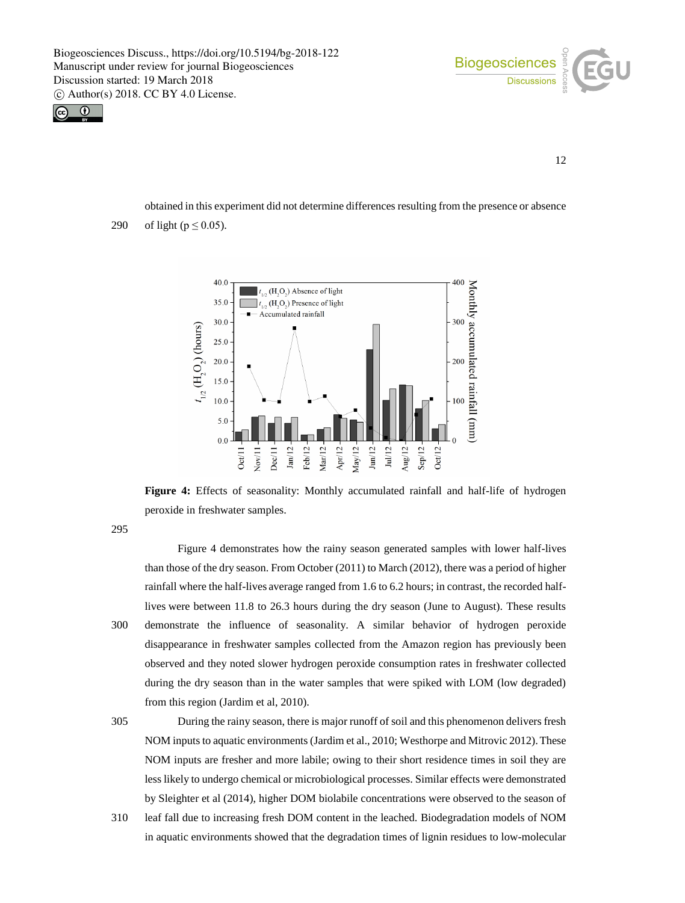obtained in this experiment did not determine differences resulting from the presence or absence of light ($p \leq 0.05$).

**Figure 4:** Effects of seasonality: Monthly accumulated rainfall and half-life of hydrogen peroxide in freshwater samples.

Figure 4 demonstrates how the rainy season generated samples with lower half-lives than those of the dry season. From October (2011) to March (2012), there was a period of higher rainfall where the half-lives average ranged from 1.6 to 6.2 hours; in contrast, the recorded half-lives were between 11.8 to 26.3 hours during the dry season (June to August). These results demonstrate the influence of seasonality. A similar behavior of hydrogen peroxide disappearance in freshwater samples collected from the Amazon region has previously been observed and they noted slower hydrogen peroxide consumption rates in freshwater collected during the dry season than in the water samples that were spiked with LOM (low degraded) from this region (Jardim et al, 2010).

During the rainy season, there is major runoff of soil and this phenomenon delivers fresh NOM inputs to aquatic environments (Jardim et al., 2010; Westhorpe and Mitrovic 2012). These NOM inputs are fresher and more labile; owing to their short residence times in soil they are less likely to undergo chemical or microbiological processes. Similar effects were demonstrated by Sleighter et al (2014), higher DOM biolabile concentrations were observed to the season of leaf fall due to increasing fresh DOM content in the leached. Biodegradation models of NOM in aquatic environments showed that the degradation times of lignin residues to low-molecular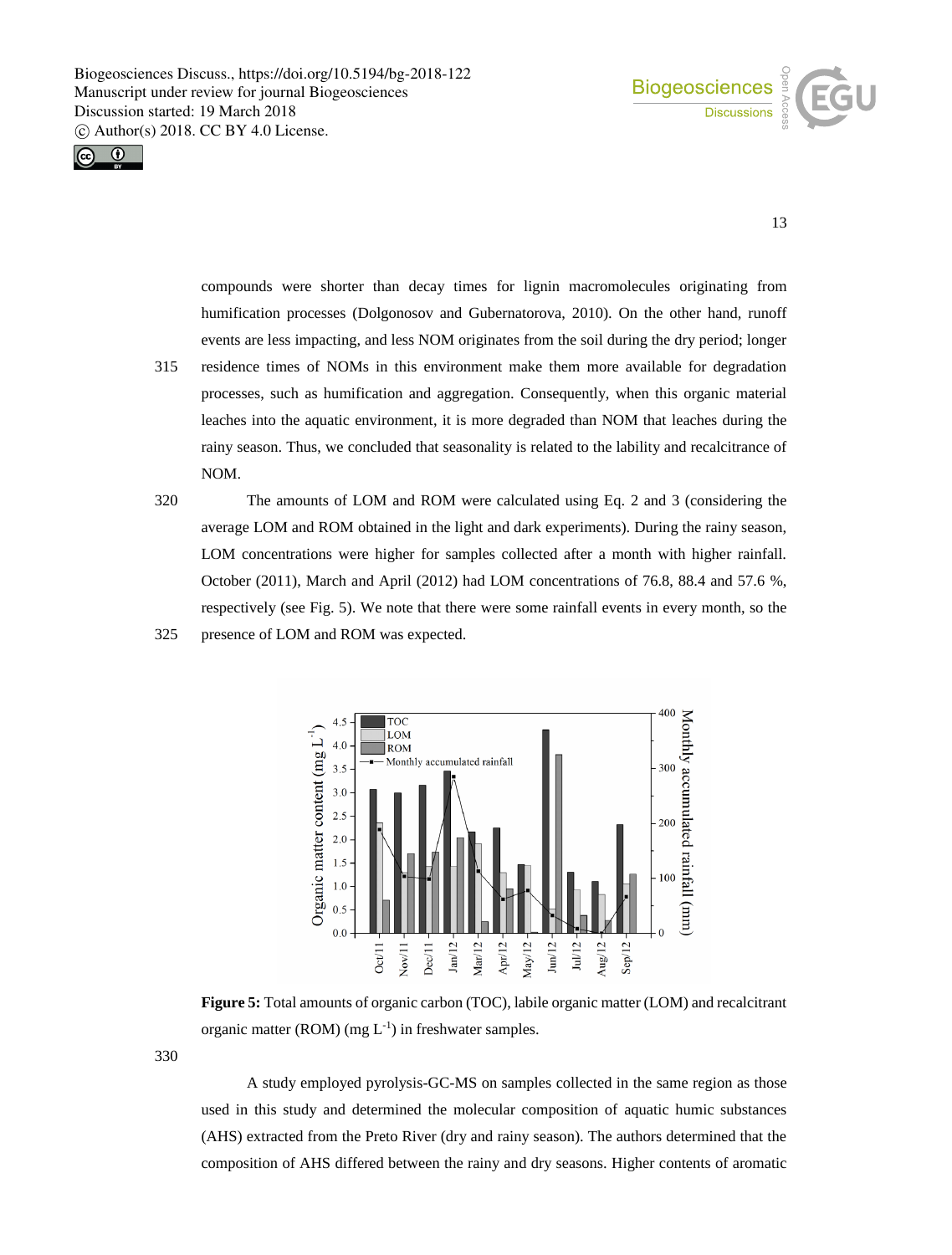compounds were shorter than decay times for lignin macromolecules originating from humification processes (Dolgonosov and Gubernatorova, 2010). On the other hand, runoff events are less impacting, and less NOM originates from the soil during the dry period; longer residence times of NOMs in this environment make them more available for degradation processes, such as humification and aggregation. Consequently, when this organic material leaches into the aquatic environment, it is more degraded than NOM that leaches during the rainy season. Thus, we concluded that seasonality is related to the lability and recalcitrance of NOM.

The amounts of LOM and ROM were calculated using Eq. 2 and 3 (considering the average LOM and ROM obtained in the light and dark experiments). During the rainy season, LOM concentrations were higher for samples collected after a month with higher rainfall. October (2011), March and April (2012) had LOM concentrations of 76.8, 88.4 and 57.6 %, respectively (see Fig. 5). We note that there were some rainfall events in every month, so the presence of LOM and ROM was expected.

**Figure 5:** Total amounts of organic carbon (TOC), labile organic matter (LOM) and recalcitrant organic matter (ROM) (mg $L^{-1}$) in freshwater samples.

A study employed pyrolysis-GC-MS on samples collected in the same region as those used in this study and determined the molecular composition of aquatic humic substances (AHS) extracted from the Preto River (dry and rainy season). The authors determined that the composition of AHS differed between the rainy and dry seasons. Higher contents of aromatic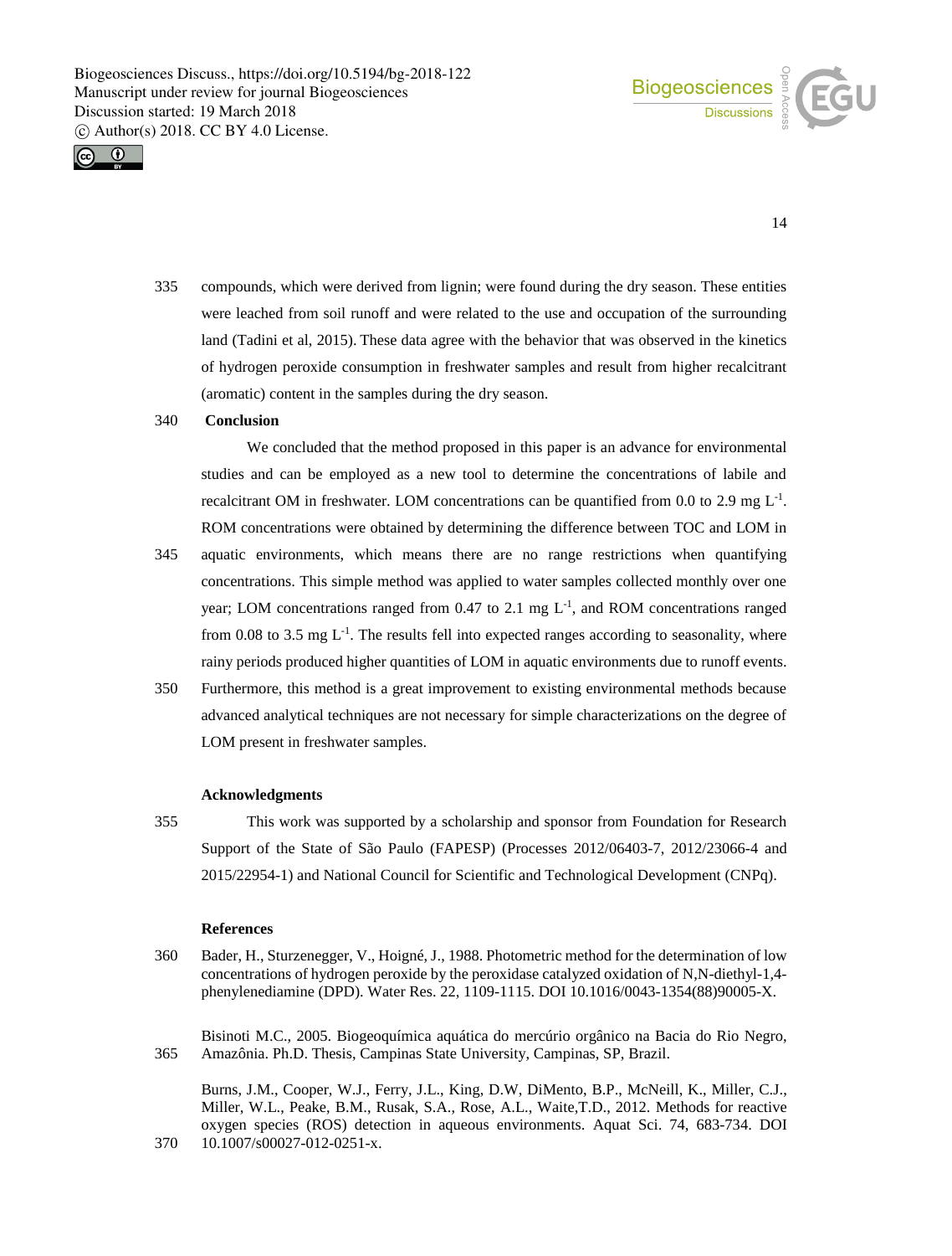compounds, which were derived from lignin; were found during the dry season. These entities were leached from soil runoff and were related to the use and occupation of the surrounding land (Tadini et al, 2015). These data agree with the behavior that was observed in the kinetics of hydrogen peroxide consumption in freshwater samples and result from higher recalcitrant (aromatic) content in the samples during the dry season.

## Conclusion

We concluded that the method proposed in this paper is an advance for environmental studies and can be employed as a new tool to determine the concentrations of labile and recalcitrant OM in freshwater. LOM concentrations can be quantified from 0.0 to 2.9 mg $L^{-1}$. ROM concentrations were obtained by determining the difference between TOC and LOM in aquatic environments, which means there are no range restrictions when quantifying concentrations. This simple method was applied to water samples collected monthly over one year; LOM concentrations ranged from 0.47 to 2.1 mg $L^{-1}$, and ROM concentrations ranged from 0.08 to 3.5 mg $L^{-1}$. The results fell into expected ranges according to seasonality, where rainy periods produced higher quantities of LOM in aquatic environments due to runoff events. Furthermore, this method is a great improvement to existing environmental methods because advanced analytical techniques are not necessary for simple characterizations on the degree of LOM present in freshwater samples.

## Acknowledgments

This work was supported by a scholarship and sponsor from Foundation for Research Support of the State of São Paulo (FAPESP) (Processes 2012/06403-7, 2012/23066-4 and 2015/22954-1) and National Council for Scientific and Technological Development (CNPq).

## References

Bader, H., Sturzenegger, V., Hoigné, J., 1988. Photometric method for the determination of low concentrations of hydrogen peroxide by the peroxidase catalyzed oxidation of N,N-diethyl-1,4-phenylenediamine (DPD). Water Res. 22, 1109-1115. DOI 10.1016/0043-1354(88)90005-X.

Bisinoti M.C., 2005. Biogeoquímica aquática do mercúrio orgânico na Bacia do Rio Negro, Amazônia. Ph.D. Thesis, Campinas State University, Campinas, SP, Brazil.

Burns, J.M., Cooper, W.J., Ferry, J.L., King, D.W, DiMento, B.P., McNeill, K., Miller, C.J., Miller, W.L., Peake, B.M., Rusak, S.A., Rose, A.L., Waite,T.D., 2012. Methods for reactive oxygen species (ROS) detection in aqueous environments. Aquat Sci. 74, 683-734. DOI 10.1007/s00027-012-0251-x.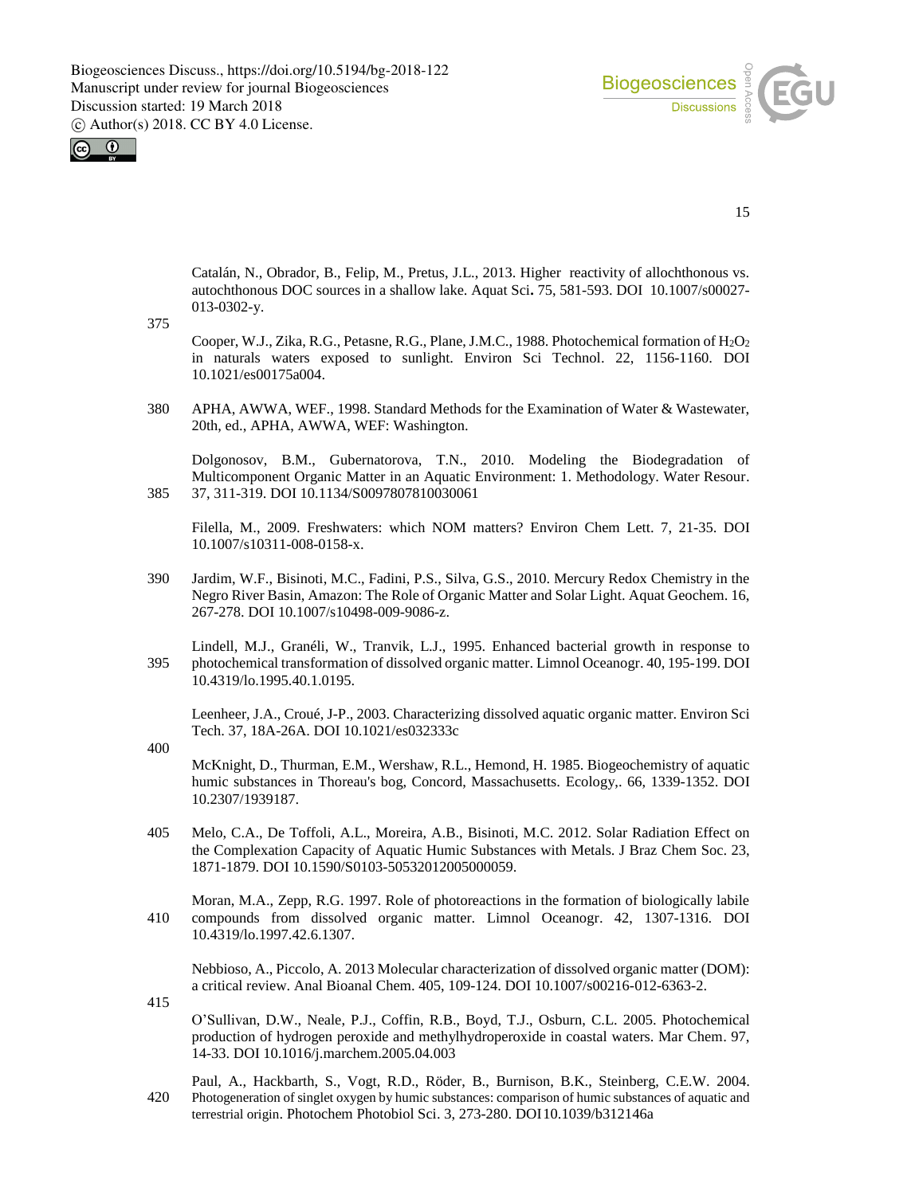Catalán, N., Obrador, B., Felip, M., Pretus, J.L., 2013. Higher reactivity of allochthonous vs. autochthonous DOC sources in a shallow lake. Aquat Sci. 75, 581-593. DOI 10.1007/s00027-013-0302-y.

Cooper, W.J., Zika, R.G., Petasne, R.G., Plane, J.M.C., 1988. Photochemical formation of $H_2O_2$ in naturals waters exposed to sunlight. Environ Sci Technol. 22, 1156-1160. DOI 10.1021/es00175a004.

APHA, AWWA, WEF., 1998. Standard Methods for the Examination of Water & Wastewater, 20th, ed., APHA, AWWA, WEF: Washington.

Dolgonosov, B.M., Gubernatorova, T.N., 2010. Modeling the Biodegradation of Multicomponent Organic Matter in an Aquatic Environment: 1. Methodology. Water Resour. 37, 311-319. DOI 10.1134/S0097807810030061

Filella, M., 2009. Freshwaters: which NOM matters? Environ Chem Lett. 7, 21-35. DOI 10.1007/s10311-008-0158-x.

Jardim, W.F., Bisinoti, M.C., Fadini, P.S., Silva, G.S., 2010. Mercury Redox Chemistry in the Negro River Basin, Amazon: The Role of Organic Matter and Solar Light. Aquat Geochem. 16, 267-278. DOI 10.1007/s10498-009-9086-z.

Lindell, M.J., Granéli, W., Tranvik, L.J., 1995. Enhanced bacterial growth in response to photochemical transformation of dissolved organic matter. Limnol Oceanogr. 40, 195-199. DOI 10.4319/lo.1995.40.1.0195.

Leenheer, J.A., Croué, J-P., 2003. Characterizing dissolved aquatic organic matter. Environ Sci Tech. 37, 18A-26A. DOI 10.1021/es032333c

McKnight, D., Thurman, E.M., Wershaw, R.L., Hemond, H. 1985. Biogeochemistry of aquatic humic substances in Thoreau's bog, Concord, Massachusetts. Ecology,. 66, 1339-1352. DOI 10.2307/1939187.

Melo, C.A., De Toffoli, A.L., Moreira, A.B., Bisinoti, M.C. 2012. Solar Radiation Effect on the Complexation Capacity of Aquatic Humic Substances with Metals. J Braz Chem Soc. 23, 1871-1879. DOI 10.1590/S0103-50532012005000059.

Moran, M.A., Zepp, R.G. 1997. Role of photoreactions in the formation of biologically labile compounds from dissolved organic matter. Limnol Oceanogr. 42, 1307-1316. DOI 10.4319/lo.1997.42.6.1307.

Nebbioso, A., Piccolo, A. 2013 Molecular characterization of dissolved organic matter (DOM): a critical review. Anal Bioanal Chem. 405, 109-124. DOI 10.1007/s00216-012-6363-2.

O'Sullivan, D.W., Neale, P.J., Coffin, R.B., Boyd, T.J., Osburn, C.L. 2005. Photochemical production of hydrogen peroxide and methylhydroperoxide in coastal waters. Mar Chem. 97, 14-33. DOI 10.1016/j.marchem.2005.04.003

Paul, A., Hackbarth, S., Vogt, R.D., Röder, B., Burnison, B.K., Steinberg, C.E.W. 2004. Photogeneration of singlet oxygen by humic substances: comparison of humic substances of aquatic and terrestrial origin. Photochem Photobiol Sci. 3, 273-280. DOI10.1039/b312146a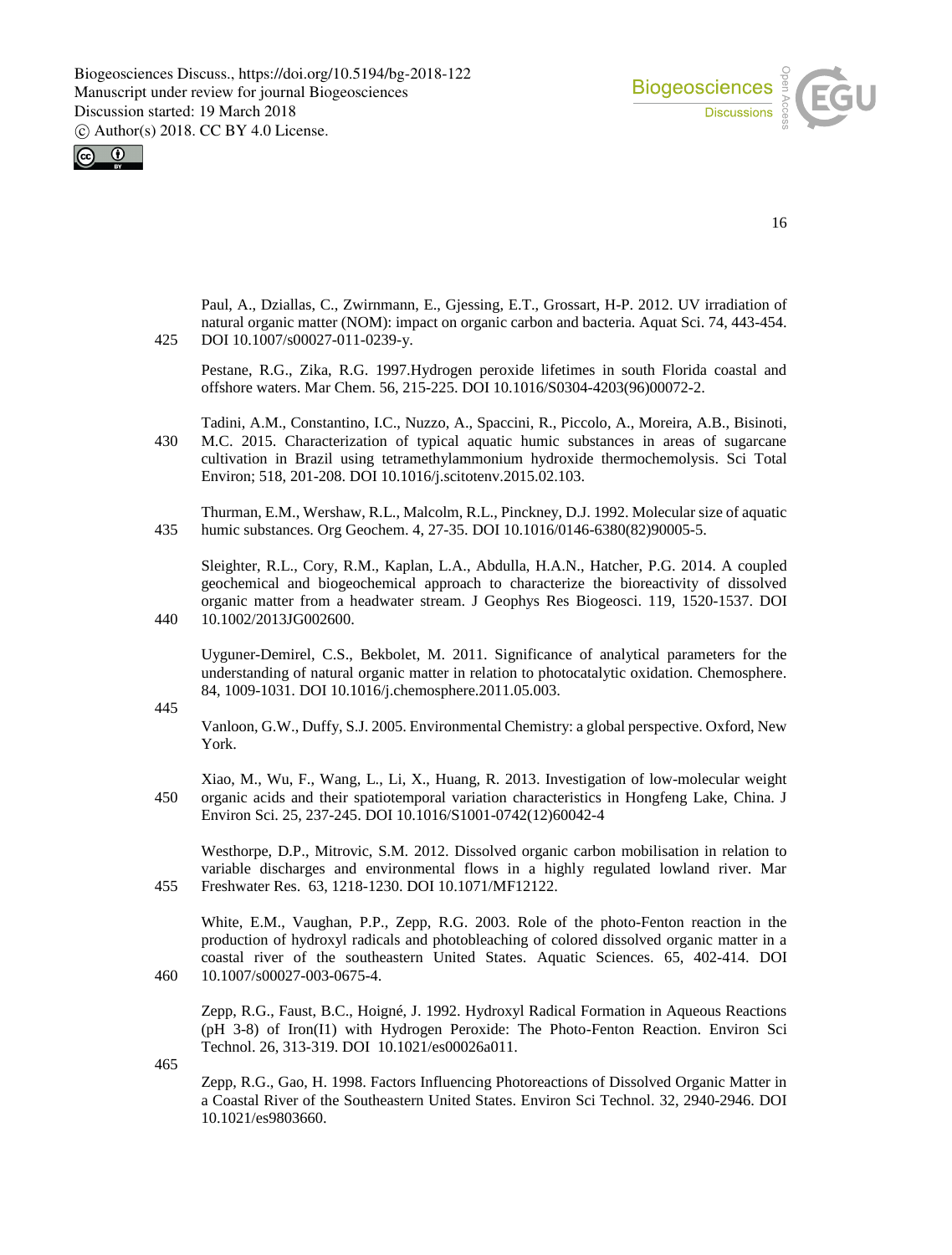Paul, A., Dziallas, C., Zwirnmann, E., Gjessing, E.T., Grossart, H-P. 2012. UV irradiation of natural organic matter (NOM): impact on organic carbon and bacteria. Aquat Sci. 74, 443-454. DOI 10.1007/s00027-011-0239-y.

Pestane, R.G., Zika, R.G. 1997.Hydrogen peroxide lifetimes in south Florida coastal and offshore waters. Mar Chem. 56, 215-225. DOI 10.1016/S0304-4203(96)00072-2.

Tadini, A.M., Constantino, I.C., Nuzzo, A., Spaccini, R., Piccolo, A., Moreira, A.B., Bisinoti, M.C. 2015. Characterization of typical aquatic humic substances in areas of sugarcane cultivation in Brazil using tetramethylammonium hydroxide thermochemolysis. Sci Total Environ; 518, 201-208. DOI 10.1016/j.scitotenv.2015.02.103.

Thurman, E.M., Wershaw, R.L., Malcolm, R.L., Pinckney, D.J. 1992. Molecular size of aquatic humic substances. Org Geochem. 4, 27-35. DOI 10.1016/0146-6380(82)90005-5.

Sleighter, R.L., Cory, R.M., Kaplan, L.A., Abdulla, H.A.N., Hatcher, P.G. 2014. A coupled geochemical and biogeochemical approach to characterize the bioreactivity of dissolved organic matter from a headwater stream. J Geophys Res Biogeosci. 119, 1520-1537. DOI 10.1002/2013JG002600.

Uyguner-Demirel, C.S., Bekbolet, M. 2011. Significance of analytical parameters for the understanding of natural organic matter in relation to photocatalytic oxidation. Chemosphere. 84, 1009-1031. DOI 10.1016/j.chemosphere.2011.05.003.

Vanloon, G.W., Duffy, S.J. 2005. Environmental Chemistry: a global perspective. Oxford, New York.

Xiao, M., Wu, F., Wang, L., Li, X., Huang, R. 2013. Investigation of low-molecular weight organic acids and their spatiotemporal variation characteristics in Hongfeng Lake, China. J Environ Sci. 25, 237-245. DOI 10.1016/S1001-0742(12)60042-4

Westhorpe, D.P., Mitrovic, S.M. 2012. Dissolved organic carbon mobilisation in relation to variable discharges and environmental flows in a highly regulated lowland river. Mar Freshwater Res. 63, 1218-1230. DOI 10.1071/MF12122.

White, E.M., Vaughan, P.P., Zepp, R.G. 2003. Role of the photo-Fenton reaction in the production of hydroxyl radicals and photobleaching of colored dissolved organic matter in a coastal river of the southeastern United States. Aquatic Sciences. 65, 402-414. DOI 10.1007/s00027-003-0675-4.

Zepp, R.G., Faust, B.C., Hoigné, J. 1992. Hydroxyl Radical Formation in Aqueous Reactions (pH 3-8) of Iron(I1) with Hydrogen Peroxide: The Photo-Fenton Reaction. Environ Sci Technol. 26, 313-319. DOI 10.1021/es00026a011.

Zepp, R.G., Gao, H. 1998. Factors Influencing Photoreactions of Dissolved Organic Matter in a Coastal River of the Southeastern United States. Environ Sci Technol. 32, 2940-2946. DOI 10.1021/es9803660.